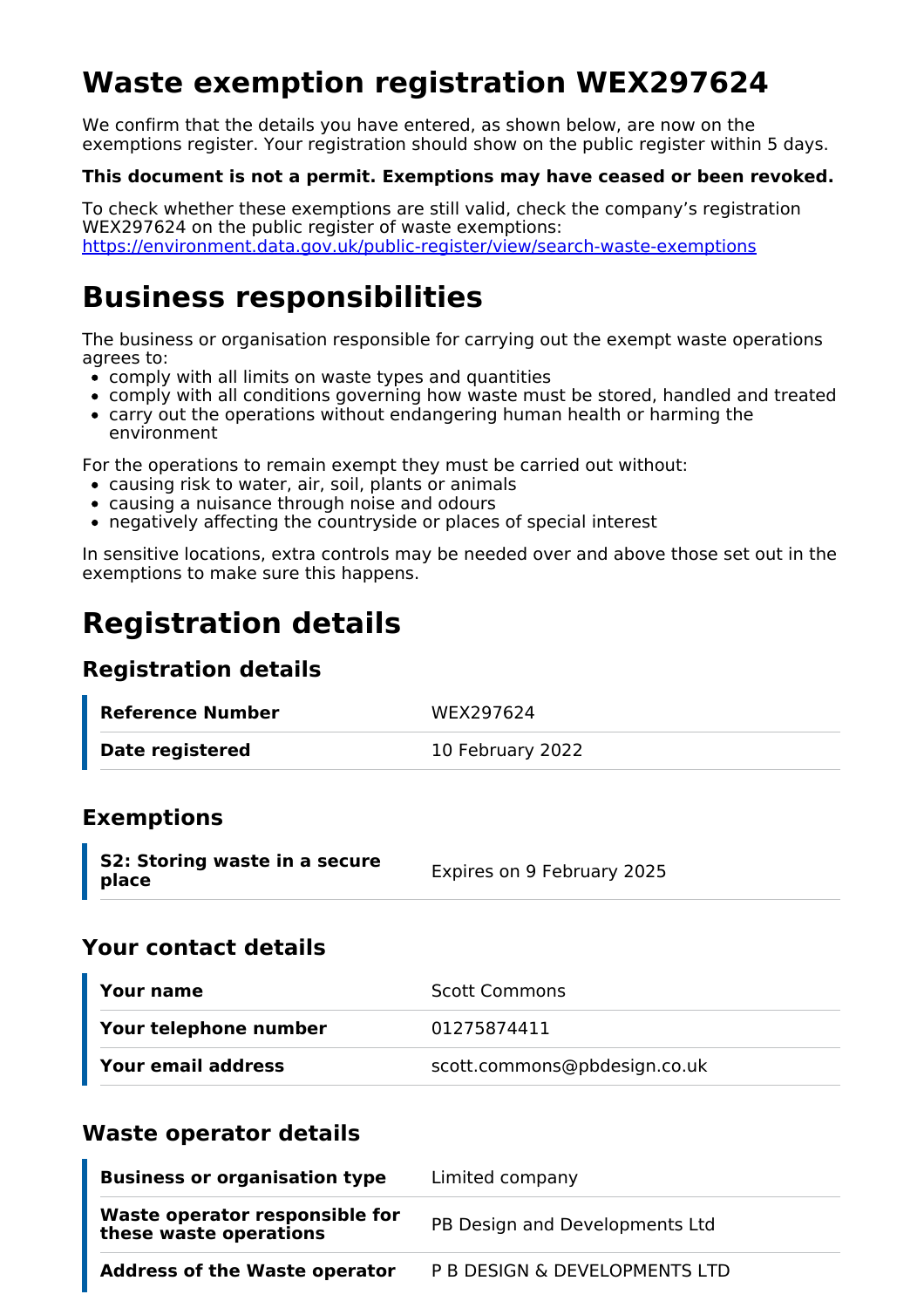# Waste exemption registration WEX297624

We confirm that the details you have entered, as shown below, are now on the exemptions register. Your registration should show on the public register within 5 days.

**This document is not a permit. Exemptions may have ceased or been revoked.**

To check whether these exemptions are still valid, check the company's registration WEX297624 on the public register of waste exemptions: https://environment.data.gov.uk/public-register/view/search-waste-exemptions

# Business responsibilities

The business or organisation responsible for carrying out the exempt waste operations agrees to:

- comply with all limits on waste types and quantities
- comply with all conditions governing how waste must be stored, handled and treated
- carry out the operations without endangering human health or harming the environment

For the operations to remain exempt they must be carried out without:

- causing risk to water, air, soil, plants or animals
- causing a nuisance through noise and odours
- negatively affecting the countryside or places of special interest

In sensitive locations, extra controls may be needed over and above those set out in the exemptions to make sure this happens.

# Registration details

## Registration details

| | |
|---|---|
| **Reference Number** | WEX297624 |
| **Date registered** | 10 February 2022 |

## Exemptions

| | |
|---|---|
| **S2: Storing waste in a secure place** | Expires on 9 February 2025 |

## Your contact details

| | |
|---|---|
| **Your name** | Scott Commons |
| **Your telephone number** | 01275874411 |
| **Your email address** | scott.commons@pbdesign.co.uk |

## Waste operator details

| | |
|---|---|
| **Business or organisation type** | Limited company |
| **Waste operator responsible for these waste operations** | PB Design and Developments Ltd |
| **Address of the Waste operator** | P B DESIGN & DEVELOPMENTS LTD |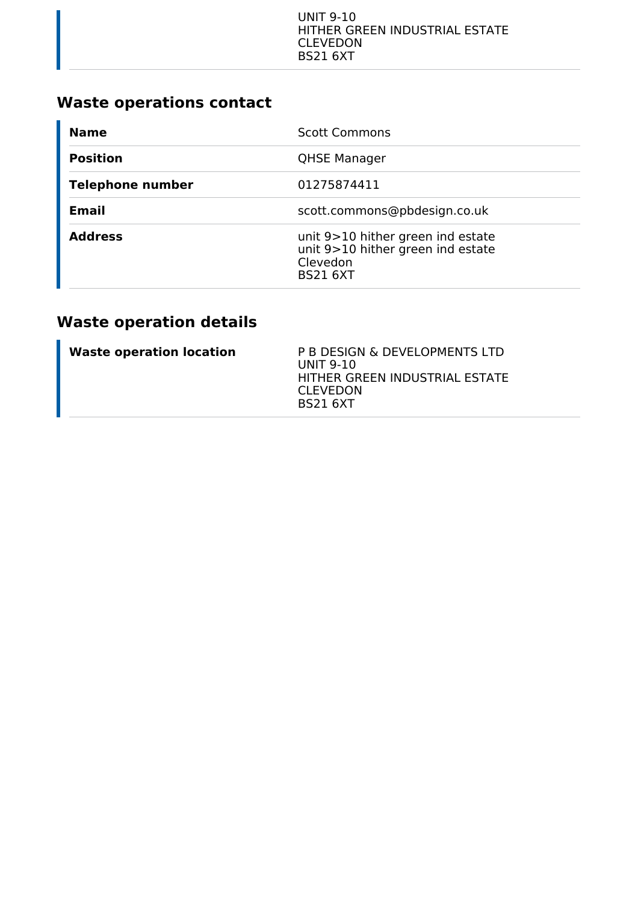| | |
|---|---|
| | UNIT 9-10<br>HITHER GREEN INDUSTRIAL ESTATE<br>CLEVEDON<br>BS21 6XT |

## Waste operations contact

| | |
|---|---|
| **Name** | Scott Commons |
| **Position** | QHSE Manager |
| **Telephone number** | 01275874411 |
| **Email** | scott.commons@pbdesign.co.uk |
| **Address** | unit 9>10 hither green ind estate<br>unit 9>10 hither green ind estate<br>Clevedon<br>BS21 6XT |

## Waste operation details

| | |
|---|---|
| **Waste operation location** | P B DESIGN & DEVELOPMENTS LTD<br>UNIT 9-10<br>HITHER GREEN INDUSTRIAL ESTATE<br>CLEVEDON<br>BS21 6XT |